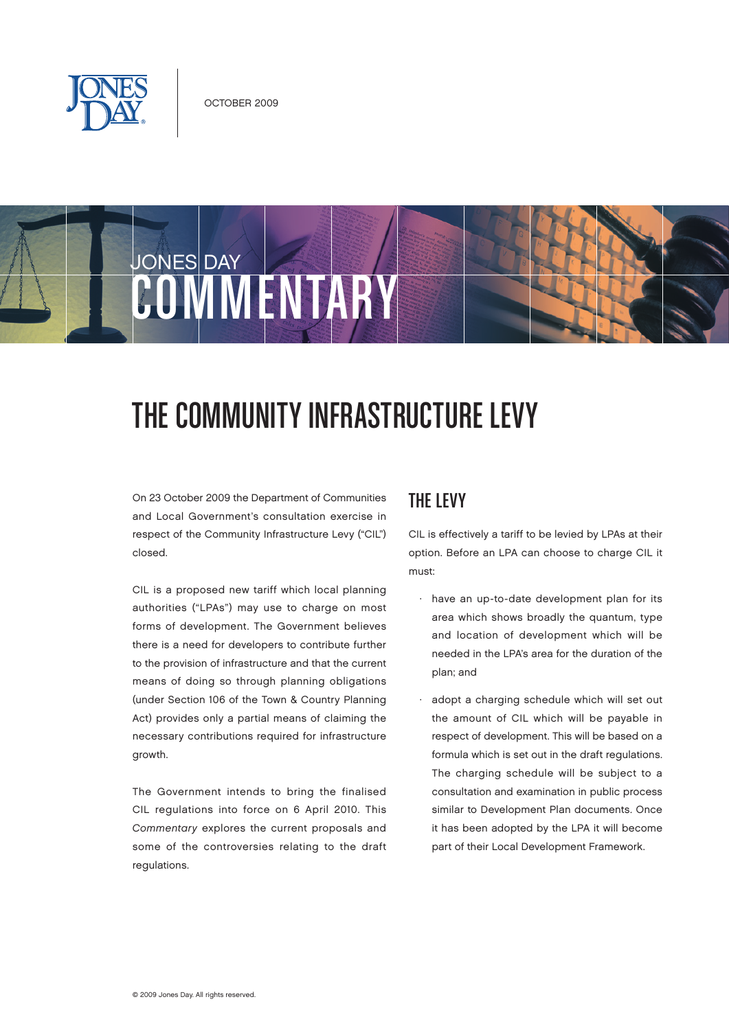OCTOBER 2009

JONES DAY COMMENTARY

# THE COMMUNITY INFRASTRUCTURE LEVY

On 23 October 2009 the Department of Communities and Local Government's consultation exercise in respect of the Community Infrastructure Levy ("CIL") closed.

CIL is a proposed new tariff which local planning authorities ("LPAs") may use to charge on most forms of development. The Government believes there is a need for developers to contribute further to the provision of infrastructure and that the current means of doing so through planning obligations (under Section 106 of the Town & Country Planning Act) provides only a partial means of claiming the necessary contributions required for infrastructure growth.

The Government intends to bring the finalised CIL regulations into force on 6 April 2010. This *Commentary* explores the current proposals and some of the controversies relating to the draft regulations.

## THE LEVY

CIL is effectively a tariff to be levied by LPAs at their option. Before an LPA can choose to charge CIL it must:

- have an up-to-date development plan for its area which shows broadly the quantum, type and location of development which will be needed in the LPA's area for the duration of the plan; and
- adopt a charging schedule which will set out the amount of CIL which will be payable in respect of development. This will be based on a formula which is set out in the draft regulations. The charging schedule will be subject to a consultation and examination in public process similar to Development Plan documents. Once it has been adopted by the LPA it will become part of their Local Development Framework.

© 2009 Jones Day. All rights reserved.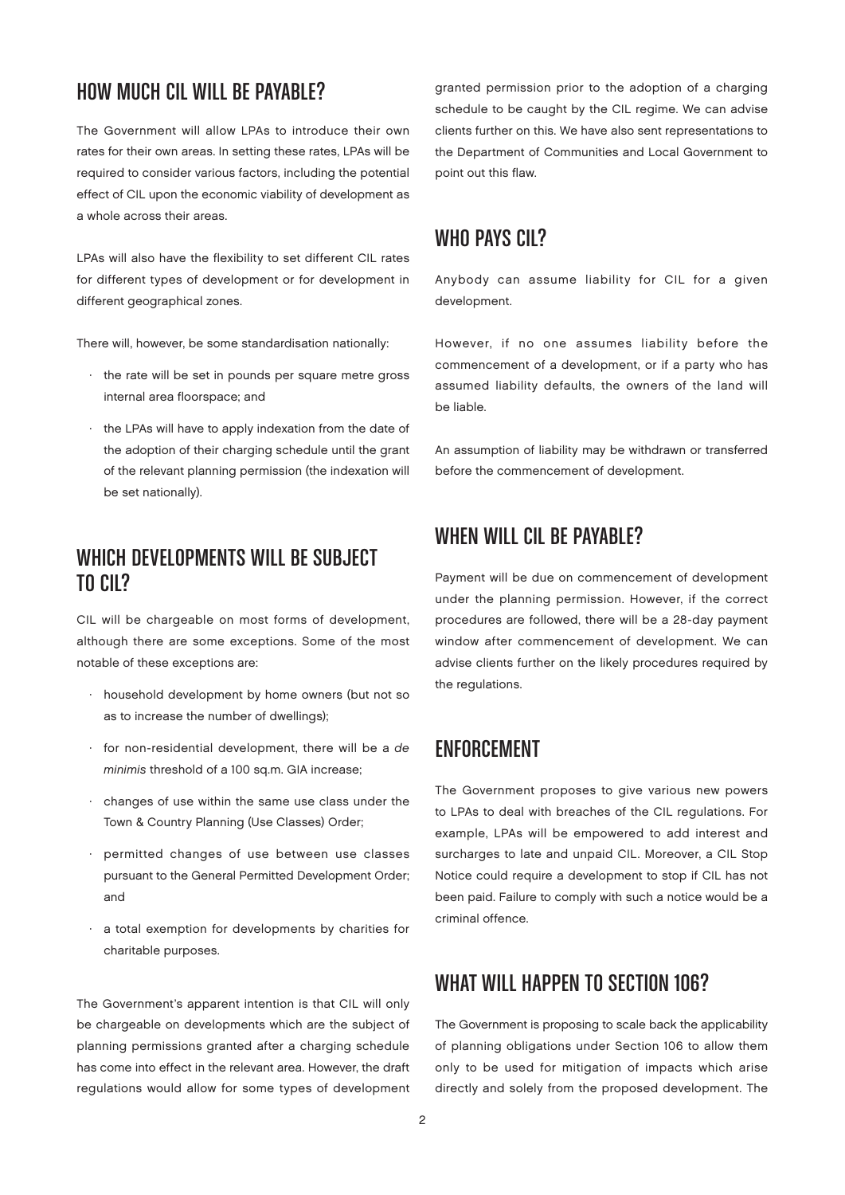## HOW MUCH CIL WILL BE PAYABLE?

The Government will allow LPAs to introduce their own rates for their own areas. In setting these rates, LPAs will be required to consider various factors, including the potential effect of CIL upon the economic viability of development as a whole across their areas.

LPAs will also have the flexibility to set different CIL rates for different types of development or for development in different geographical zones.

There will, however, be some standardisation nationally:

- the rate will be set in pounds per square metre gross internal area floorspace; and
- the LPAs will have to apply indexation from the date of the adoption of their charging schedule until the grant of the relevant planning permission (the indexation will be set nationally).

## WHICH DEVELOPMENTS WILL BE SUBJECT TO CIL?

CIL will be chargeable on most forms of development, although there are some exceptions. Some of the most notable of these exceptions are:

- household development by home owners (but not so as to increase the number of dwellings);
- for non-residential development, there will be a *de minimis* threshold of a 100 sq.m. GIA increase;
- changes of use within the same use class under the Town & Country Planning (Use Classes) Order;
- permitted changes of use between use classes pursuant to the General Permitted Development Order; and
- a total exemption for developments by charities for charitable purposes.

The Government's apparent intention is that CIL will only be chargeable on developments which are the subject of planning permissions granted after a charging schedule has come into effect in the relevant area. However, the draft regulations would allow for some types of development granted permission prior to the adoption of a charging schedule to be caught by the CIL regime. We can advise clients further on this. We have also sent representations to the Department of Communities and Local Government to point out this flaw.

## WHO PAYS CIL?

Anybody can assume liability for CIL for a given development.

However, if no one assumes liability before the commencement of a development, or if a party who has assumed liability defaults, the owners of the land will be liable.

An assumption of liability may be withdrawn or transferred before the commencement of development.

## WHEN WILL CIL BE PAYABLE?

Payment will be due on commencement of development under the planning permission. However, if the correct procedures are followed, there will be a 28-day payment window after commencement of development. We can advise clients further on the likely procedures required by the regulations.

## ENFORCEMENT

The Government proposes to give various new powers to LPAs to deal with breaches of the CIL regulations. For example, LPAs will be empowered to add interest and surcharges to late and unpaid CIL. Moreover, a CIL Stop Notice could require a development to stop if CIL has not been paid. Failure to comply with such a notice would be a criminal offence.

## WHAT WILL HAPPEN TO SECTION 106?

The Government is proposing to scale back the applicability of planning obligations under Section 106 to allow them only to be used for mitigation of impacts which arise directly and solely from the proposed development. The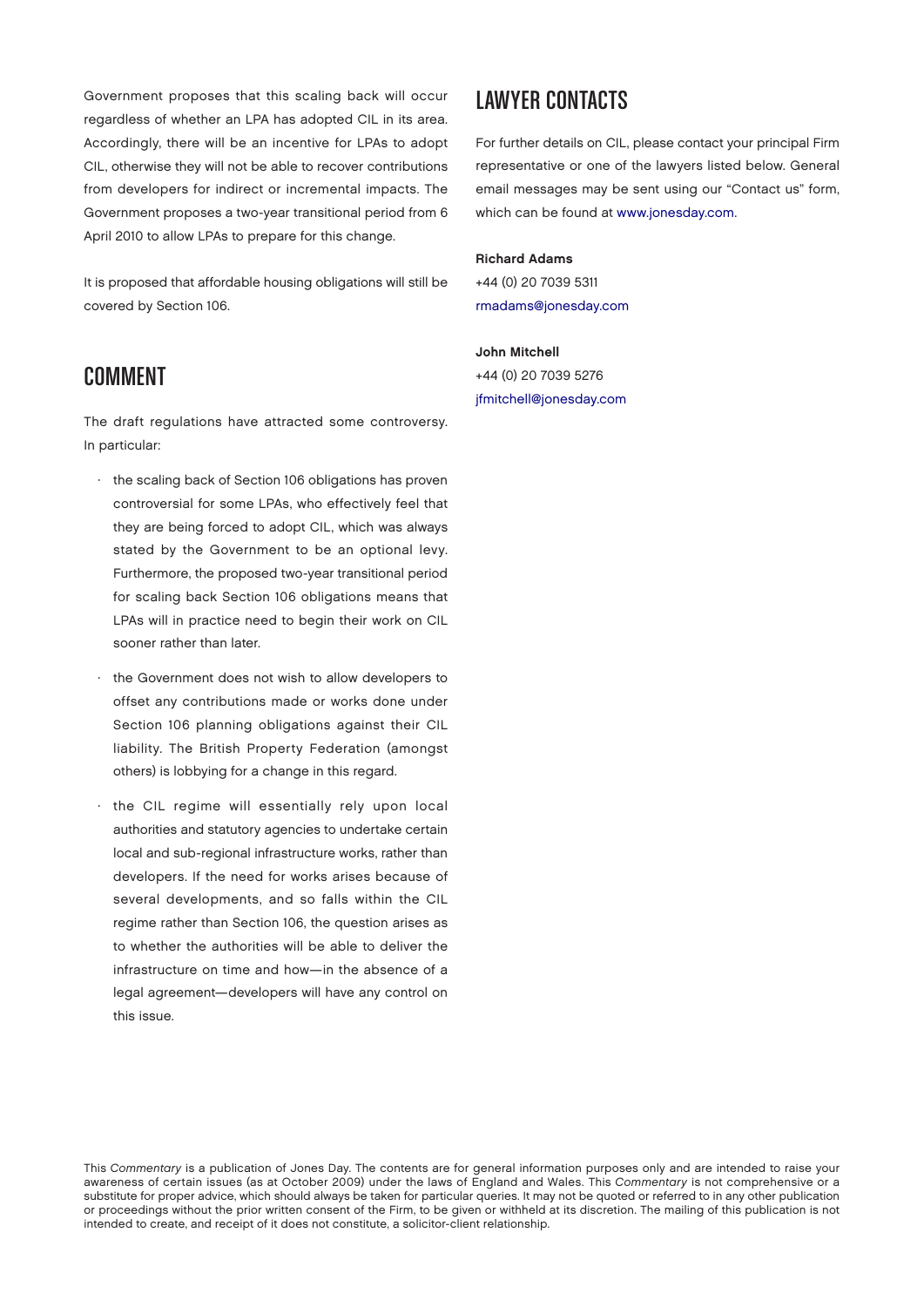Government proposes that this scaling back will occur regardless of whether an LPA has adopted CIL in its area. Accordingly, there will be an incentive for LPAs to adopt CIL, otherwise they will not be able to recover contributions from developers for indirect or incremental impacts. The Government proposes a two-year transitional period from 6 April 2010 to allow LPAs to prepare for this change.

It is proposed that affordable housing obligations will still be covered by Section 106.

## COMMENT

The draft regulations have attracted some controversy. In particular:

- the scaling back of Section 106 obligations has proven controversial for some LPAs, who effectively feel that they are being forced to adopt CIL, which was always stated by the Government to be an optional levy. Furthermore, the proposed two-year transitional period for scaling back Section 106 obligations means that LPAs will in practice need to begin their work on CIL sooner rather than later.
- the Government does not wish to allow developers to offset any contributions made or works done under Section 106 planning obligations against their CIL liability. The British Property Federation (amongst others) is lobbying for a change in this regard.
- the CIL regime will essentially rely upon local authorities and statutory agencies to undertake certain local and sub-regional infrastructure works, rather than developers. If the need for works arises because of several developments, and so falls within the CIL regime rather than Section 106, the question arises as to whether the authorities will be able to deliver the infrastructure on time and how—in the absence of a legal agreement—developers will have any control on this issue.

## LAWYER CONTACTS

For further details on CIL, please contact your principal Firm representative or one of the lawyers listed below. General email messages may be sent using our "Contact us" form, which can be found at www.jonesday.com.

**Richard Adams**
+44 (0) 20 7039 5311
rmadams@jonesday.com

**John Mitchell**
+44 (0) 20 7039 5276
jfmitchell@jonesday.com

This *Commentary* is a publication of Jones Day. The contents are for general information purposes only and are intended to raise your awareness of certain issues (as at October 2009) under the laws of England and Wales. This *Commentary* is not comprehensive or a substitute for proper advice, which should always be taken for particular queries. It may not be quoted or referred to in any other publication or proceedings without the prior written consent of the Firm, to be given or withheld at its discretion. The mailing of this publication is not intended to create, and receipt of it does not constitute, a solicitor-client relationship.